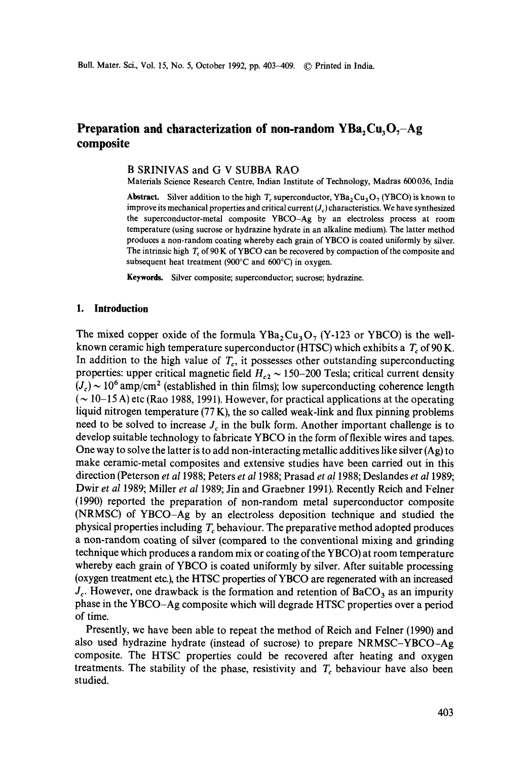# Preparation and characterization of non-random $YBa_2Cu_3O_7$–Ag composite

B SRINIVAS and G V SUBBA RAO

Materials Science Research Centre, Indian Institute of Technology, Madras 600 036, India

**Abstract.** Silver addition to the high $T_c$ superconductor, $YBa_2Cu_3O_7$ (YBCO) is known to improve its mechanical properties and critical current ($J_c$) characteristics. We have synthesized the superconductor-metal composite YBCO–Ag by an electroless process at room temperature (using sucrose or hydrazine hydrate in an alkaline medium). The latter method produces a non-random coating whereby each grain of YBCO is coated uniformly by silver. The intrinsic high $T_c$ of 90 K of YBCO can be recovered by compaction of the composite and subsequent heat treatment (900°C and 600°C) in oxygen.

**Keywords.** Silver composite; superconductor; sucrose; hydrazine.

## 1. Introduction

The mixed copper oxide of the formula $YBa_2Cu_3O_7$ (Y-123 or YBCO) is the well-known ceramic high temperature superconductor (HTSC) which exhibits a $T_c$ of 90 K. In addition to the high value of $T_c$, it possesses other outstanding superconducting properties: upper critical magnetic field $H_{c2} \sim 150$–$200$ Tesla; critical current density ($J_c$) $\sim 10^6$ amp/cm$^2$ (established in thin films); low superconducting coherence length ($\sim 10$–$15$ A) etc (Rao 1988, 1991). However, for practical applications at the operating liquid nitrogen temperature (77 K), the so called weak-link and flux pinning problems need to be solved to increase $J_c$ in the bulk form. Another important challenge is to develop suitable technology to fabricate YBCO in the form of flexible wires and tapes. One way to solve the latter is to add non-interacting metallic additives like silver (Ag) to make ceramic-metal composites and extensive studies have been carried out in this direction (Peterson *et al* 1988; Peters *et al* 1988; Prasad *et al* 1988; Deslandes *et al* 1989; Dwir *et al* 1989; Miller *et al* 1989; Jin and Graebner 1991). Recently Reich and Felner (1990) reported the preparation of non-random metal superconductor composite (NRMSC) of YBCO–Ag by an electroless deposition technique and studied the physical properties including $T_c$ behaviour. The preparative method adopted produces a non-random coating of silver (compared to the conventional mixing and grinding technique which produces a random mix or coating of the YBCO) at room temperature whereby each grain of YBCO is coated uniformly by silver. After suitable processing (oxygen treatment etc.), the HTSC properties of YBCO are regenerated with an increased $J_c$. However, one drawback is the formation and retention of $BaCO_3$ as an impurity phase in the YBCO–Ag composite which will degrade HTSC properties over a period of time.

Presently, we have been able to repeat the method of Reich and Felner (1990) and also used hydrazine hydrate (instead of sucrose) to prepare NRMSC–YBCO–Ag composite. The HTSC properties could be recovered after heating and oxygen treatments. The stability of the phase, resistivity and $T_c$ behaviour have also been studied.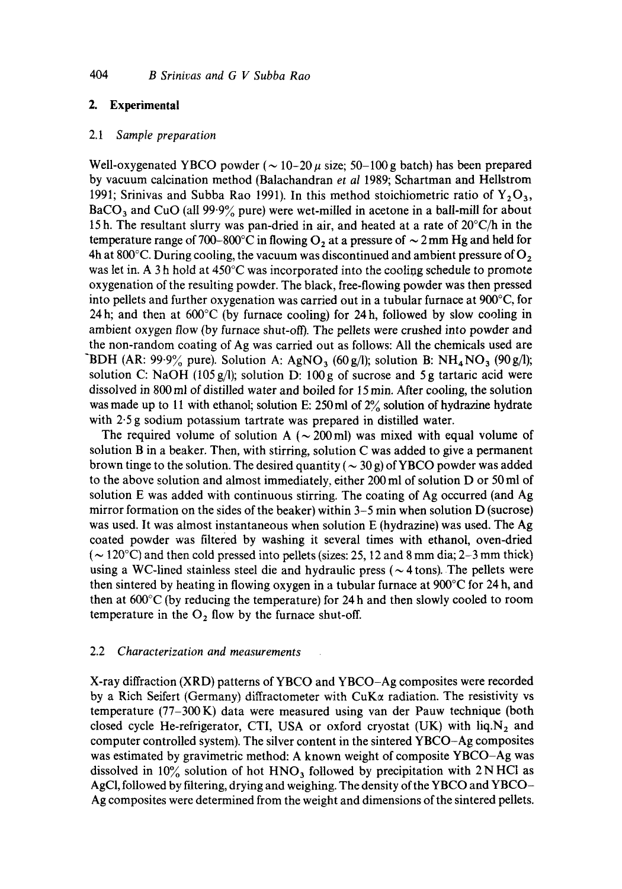## 2. Experimental

### 2.1 *Sample preparation*

Well-oxygenated YBCO powder ($\sim 10$–$20\,\mu$ size; 50–100 g batch) has been prepared by vacuum calcination method (Balachandran *et al* 1989; Schartman and Hellstrom 1991; Srinivas and Subba Rao 1991). In this method stoichiometric ratio of $Y_2O_3$, $BaCO_3$ and CuO (all 99·9% pure) were wet-milled in acetone in a ball-mill for about 15 h. The resultant slurry was pan-dried in air, and heated at a rate of 20°C/h in the temperature range of 700–800°C in flowing $O_2$ at a pressure of $\sim 2$ mm Hg and held for 4h at 800°C. During cooling, the vacuum was discontinued and ambient pressure of $O_2$ was let in. A 3 h hold at 450°C was incorporated into the cooling schedule to promote oxygenation of the resulting powder. The black, free-flowing powder was then pressed into pellets and further oxygenation was carried out in a tubular furnace at 900°C, for 24 h; and then at 600°C (by furnace cooling) for 24 h, followed by slow cooling in ambient oxygen flow (by furnace shut-off). The pellets were crushed into powder and the non-random coating of Ag was carried out as follows: All the chemicals used are BDH (AR: 99·9% pure). Solution A: $AgNO_3$ (60 g/l); solution B: $NH_4NO_3$ (90 g/l); solution C: NaOH (105 g/l); solution D: 100 g of sucrose and 5 g tartaric acid were dissolved in 800 ml of distilled water and boiled for 15 min. After cooling, the solution was made up to 1 l with ethanol; solution E: 250 ml of 2% solution of hydrazine hydrate with 2·5 g sodium potassium tartrate was prepared in distilled water.

The required volume of solution A ($\sim 200$ ml) was mixed with equal volume of solution B in a beaker. Then, with stirring, solution C was added to give a permanent brown tinge to the solution. The desired quantity ($\sim 30$ g) of YBCO powder was added to the above solution and almost immediately, either 200 ml of solution D or 50 ml of solution E was added with continuous stirring. The coating of Ag occurred (and Ag mirror formation on the sides of the beaker) within 3–5 min when solution D (sucrose) was used. It was almost instantaneous when solution E (hydrazine) was used. The Ag coated powder was filtered by washing it several times with ethanol, oven-dried ($\sim 120$°C) and then cold pressed into pellets (sizes: 25, 12 and 8 mm dia; 2–3 mm thick) using a WC-lined stainless steel die and hydraulic press ($\sim 4$ tons). The pellets were then sintered by heating in flowing oxygen in a tubular furnace at 900°C for 24 h, and then at 600°C (by reducing the temperature) for 24 h and then slowly cooled to room temperature in the $O_2$ flow by the furnace shut-off.

### 2.2 *Characterization and measurements*

X-ray diffraction (XRD) patterns of YBCO and YBCO–Ag composites were recorded by a Rich Seifert (Germany) diffractometer with CuK$\alpha$ radiation. The resistivity vs temperature (77–300 K) data were measured using van der Pauw technique (both closed cycle He-refrigerator, CTI, USA or oxford cryostat (UK) with liq.$N_2$ and computer controlled system). The silver content in the sintered YBCO–Ag composites was estimated by gravimetric method: A known weight of composite YBCO–Ag was dissolved in 10% solution of hot $HNO_3$ followed by precipitation with 2 N HCl as AgCl, followed by filtering, drying and weighing. The density of the YBCO and YBCO–Ag composites were determined from the weight and dimensions of the sintered pellets.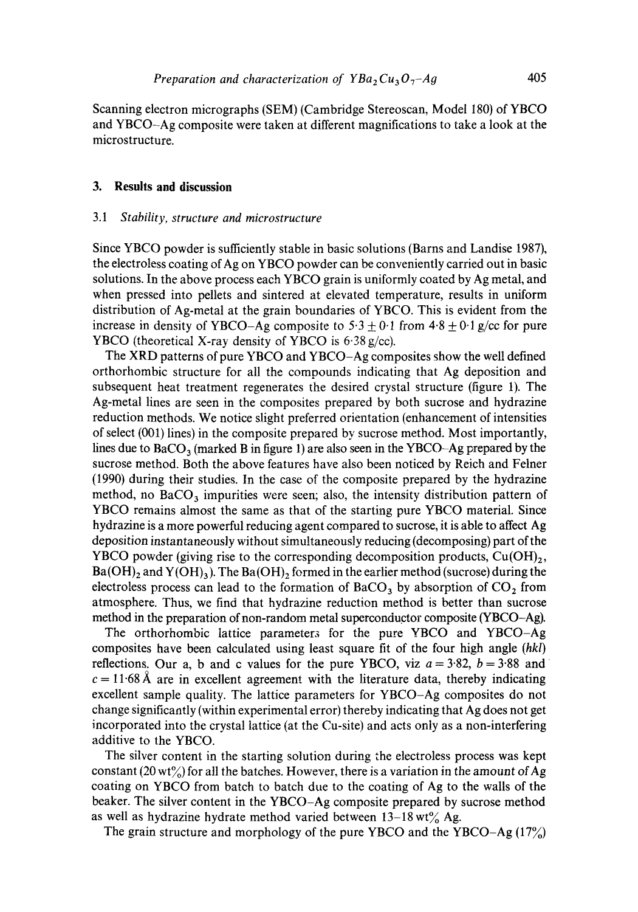Scanning electron micrographs (SEM) (Cambridge Stereoscan, Model 180) of YBCO and YBCO–Ag composite were taken at different magnifications to take a look at the microstructure.

## 3. Results and discussion

### 3.1 *Stability, structure and microstructure*

Since YBCO powder is sufficiently stable in basic solutions (Barns and Landise 1987), the electroless coating of Ag on YBCO powder can be conveniently carried out in basic solutions. In the above process each YBCO grain is uniformly coated by Ag metal, and when pressed into pellets and sintered at elevated temperature, results in uniform distribution of Ag-metal at the grain boundaries of YBCO. This is evident from the increase in density of YBCO–Ag composite to $5 \cdot 3 \pm 0 \cdot 1$ from $4 \cdot 8 \pm 0 \cdot 1$ g/cc for pure YBCO (theoretical X-ray density of YBCO is $6 \cdot 38$ g/cc).

The XRD patterns of pure YBCO and YBCO–Ag composites show the well defined orthorhombic structure for all the compounds indicating that Ag deposition and subsequent heat treatment regenerates the desired crystal structure (figure 1). The Ag-metal lines are seen in the composites prepared by both sucrose and hydrazine reduction methods. We notice slight preferred orientation (enhancement of intensities of select (001) lines) in the composite prepared by sucrose method. Most importantly, lines due to $BaCO_3$ (marked B in figure 1) are also seen in the YBCO–Ag prepared by the sucrose method. Both the above features have also been noticed by Reich and Felner (1990) during their studies. In the case of the composite prepared by the hydrazine method, no $BaCO_3$ impurities were seen; also, the intensity distribution pattern of YBCO remains almost the same as that of the starting pure YBCO material. Since hydrazine is a more powerful reducing agent compared to sucrose, it is able to affect Ag deposition instantaneously without simultaneously reducing (decomposing) part of the YBCO powder (giving rise to the corresponding decomposition products, $Cu(OH)_2$, $Ba(OH)_2$ and $Y(OH)_3$). The $Ba(OH)_2$ formed in the earlier method (sucrose) during the electroless process can lead to the formation of $BaCO_3$ by absorption of $CO_2$ from atmosphere. Thus, we find that hydrazine reduction method is better than sucrose method in the preparation of non-random metal superconductor composite (YBCO–Ag).

The orthorhombic lattice parameters for the pure YBCO and YBCO–Ag composites have been calculated using least square fit of the four high angle (*hkl*) reflections. Our a, b and c values for the pure YBCO, viz $a = 3 \cdot 82$, $b = 3 \cdot 88$ and $c = 11 \cdot 68$ Å are in excellent agreement with the literature data, thereby indicating excellent sample quality. The lattice parameters for YBCO–Ag composites do not change significantly (within experimental error) thereby indicating that Ag does not get incorporated into the crystal lattice (at the Cu-site) and acts only as a non-interfering additive to the YBCO.

The silver content in the starting solution during the electroless process was kept constant (20 wt%) for all the batches. However, there is a variation in the amount of Ag coating on YBCO from batch to batch due to the coating of Ag to the walls of the beaker. The silver content in the YBCO–Ag composite prepared by sucrose method as well as hydrazine hydrate method varied between 13–18 wt% Ag.

The grain structure and morphology of the pure YBCO and the YBCO–Ag (17%)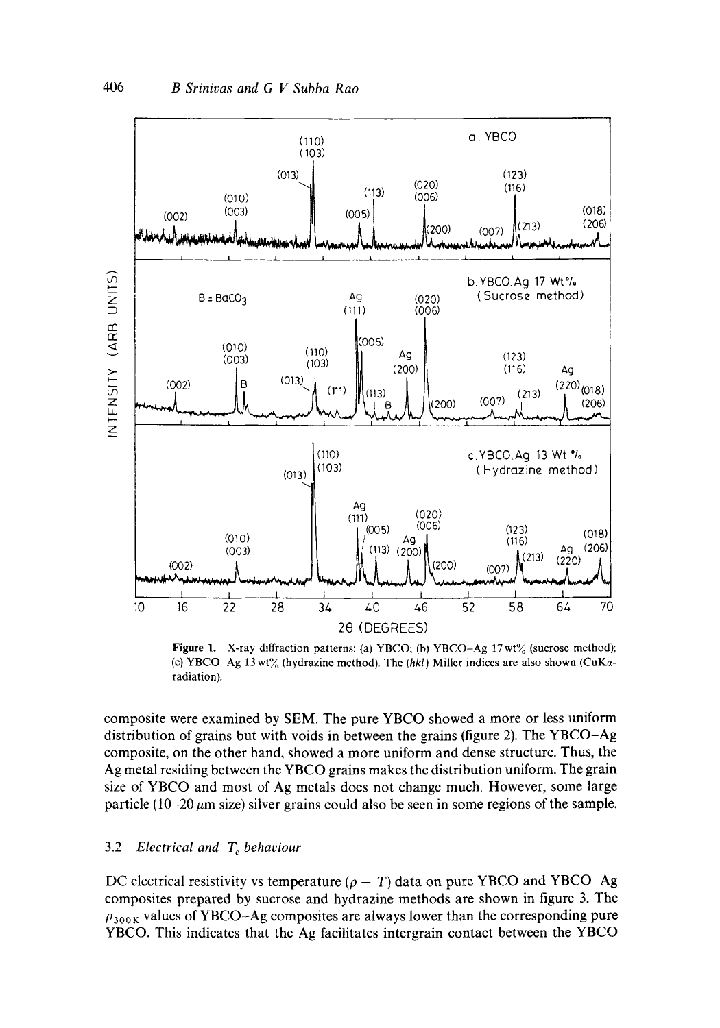**Figure 1.** X-ray diffraction patterns: (a) YBCO; (b) YBCO–Ag 17 wt% (sucrose method); (c) YBCO–Ag 13 wt% (hydrazine method). The *(hkl)* Miller indices are also shown (CuK$\alpha$-radiation).

composite were examined by SEM. The pure YBCO showed a more or less uniform distribution of grains but with voids in between the grains (figure 2). The YBCO–Ag composite, on the other hand, showed a more uniform and dense structure. Thus, the Ag metal residing between the YBCO grains makes the distribution uniform. The grain size of YBCO and most of Ag metals does not change much. However, some large particle (10–20 $\mu$m size) silver grains could also be seen in some regions of the sample.

### 3.2 *Electrical and $T_c$ behaviour*

DC electrical resistivity vs temperature ($\rho - T$) data on pure YBCO and YBCO–Ag composites prepared by sucrose and hydrazine methods are shown in figure 3. The $\rho_{300\,\mathrm{K}}$ values of YBCO–Ag composites are always lower than the corresponding pure YBCO. This indicates that the Ag facilitates intergrain contact between the YBCO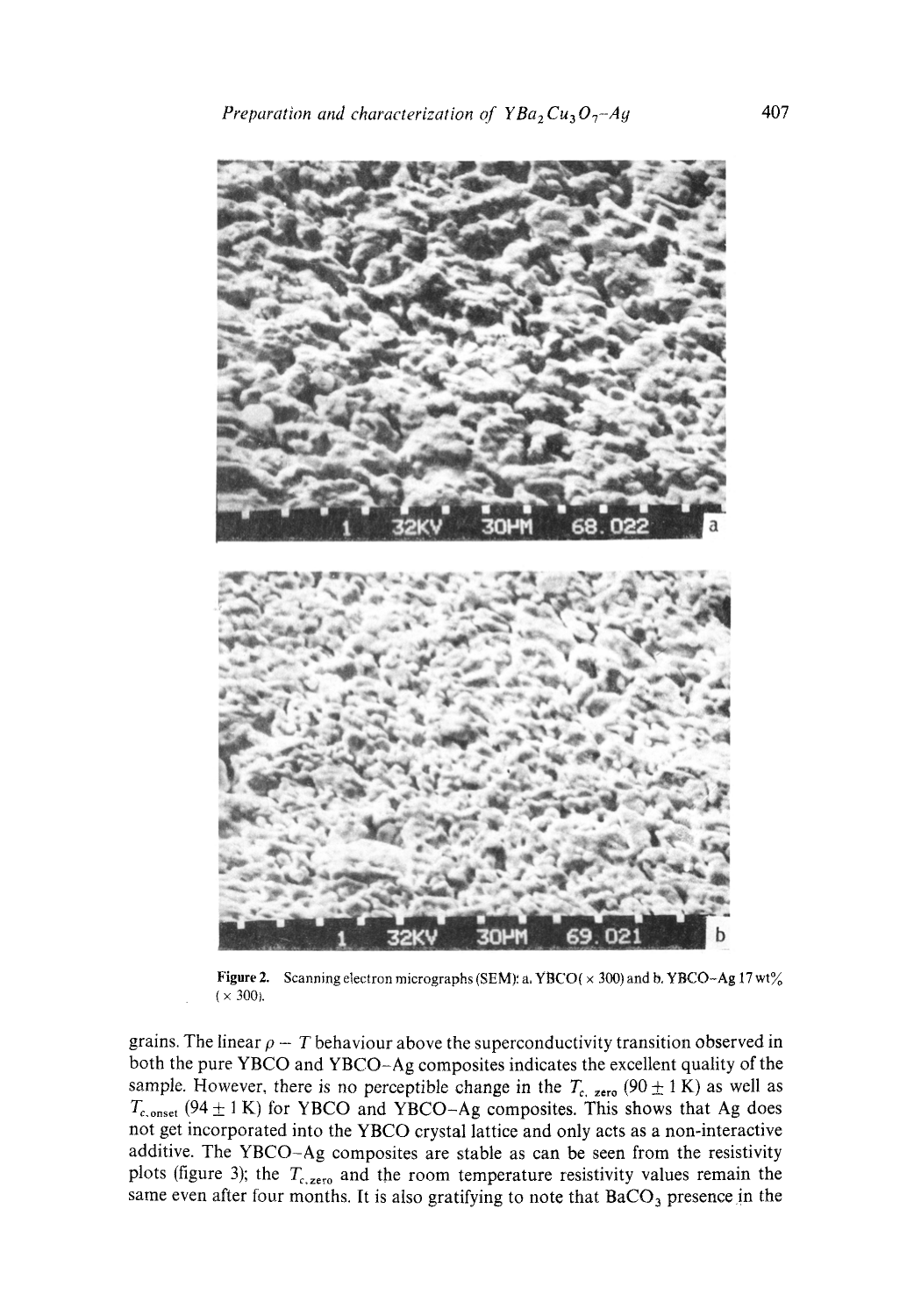**Figure 2.** Scanning electron micrographs (SEM): a. YBCO( × 300) and b. YBCO–Ag 17 wt% ( × 300).

grains. The linear $\rho - T$ behaviour above the superconductivity transition observed in both the pure YBCO and YBCO–Ag composites indicates the excellent quality of the sample. However, there is no perceptible change in the $T_{c,\,zero}$ ($90 \pm 1$ K) as well as $T_{c,onset}$ ($94 \pm 1$ K) for YBCO and YBCO–Ag composites. This shows that Ag does not get incorporated into the YBCO crystal lattice and only acts as a non-interactive additive. The YBCO–Ag composites are stable as can be seen from the resistivity plots (figure 3); the $T_{c,zero}$ and the room temperature resistivity values remain the same even after four months. It is also gratifying to note that $BaCO_3$ presence in the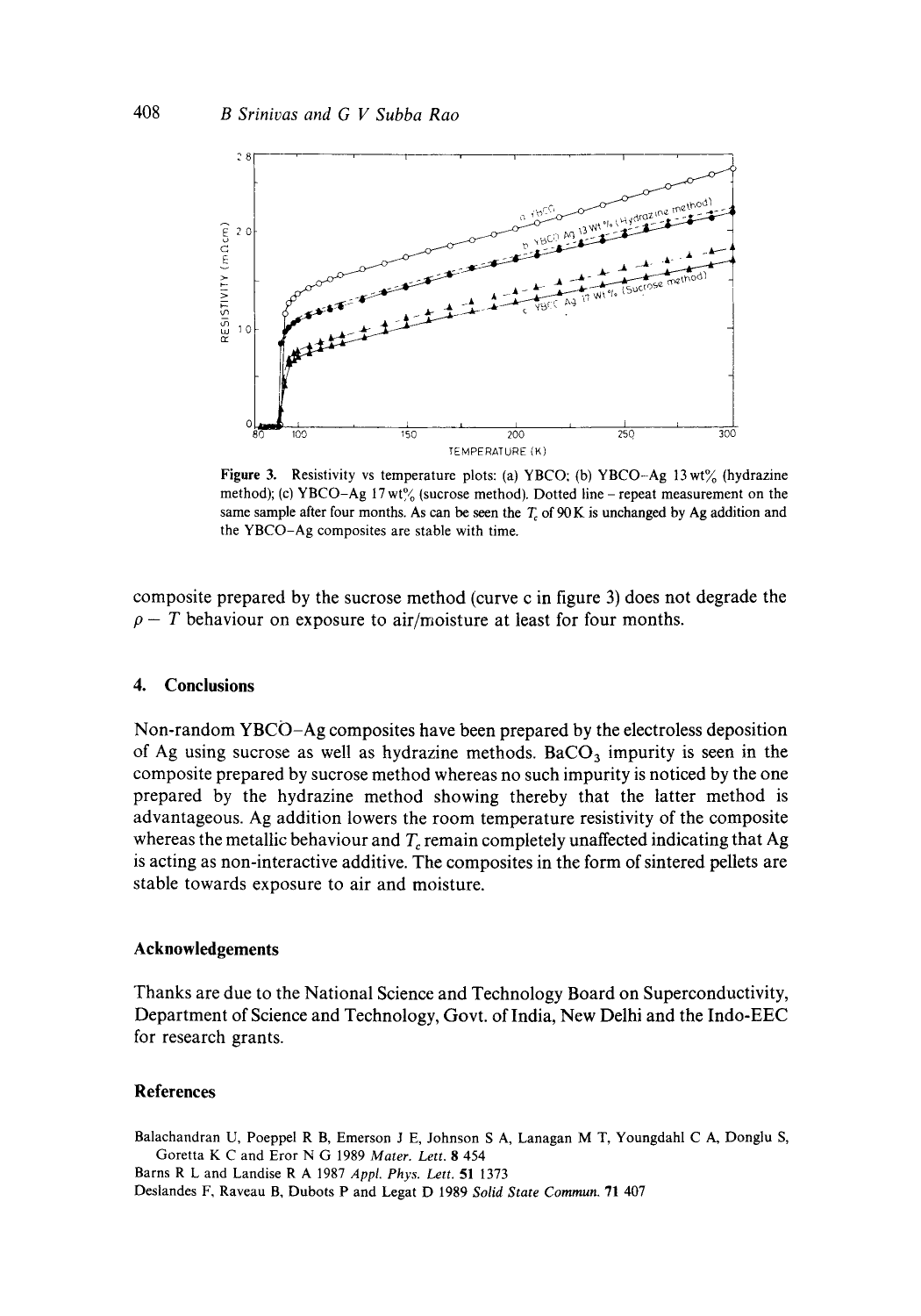Figure 3. Resistivity vs temperature plots: (a) YBCO; (b) YBCO–Ag 13 wt% (hydrazine method); (c) YBCO–Ag 17 wt% (sucrose method). Dotted line – repeat measurement on the same sample after four months. As can be seen the $T_c$ of 90 K is unchanged by Ag addition and the YBCO–Ag composites are stable with time.

composite prepared by the sucrose method (curve c in figure 3) does not degrade the $\rho - T$ behaviour on exposure to air/moisture at least for four months.

## 4. Conclusions

Non-random YBCO–Ag composites have been prepared by the electroless deposition of Ag using sucrose as well as hydrazine methods. $BaCO_3$ impurity is seen in the composite prepared by sucrose method whereas no such impurity is noticed by the one prepared by the hydrazine method showing thereby that the latter method is advantageous. Ag addition lowers the room temperature resistivity of the composite whereas the metallic behaviour and $T_c$ remain completely unaffected indicating that Ag is acting as non-interactive additive. The composites in the form of sintered pellets are stable towards exposure to air and moisture.

## Acknowledgements

Thanks are due to the National Science and Technology Board on Superconductivity, Department of Science and Technology, Govt. of India, New Delhi and the Indo-EEC for research grants.

## References

Balachandran U, Poeppel R B, Emerson J E, Johnson S A, Lanagan M T, Youngdahl C A, Donglu S, Goretta K C and Eror N G 1989 *Mater. Lett.* **8** 454

Barns R L and Landise R A 1987 *Appl. Phys. Lett.* **51** 1373

Deslandes F, Raveau B, Dubots P and Legat D 1989 *Solid State Commun.* **71** 407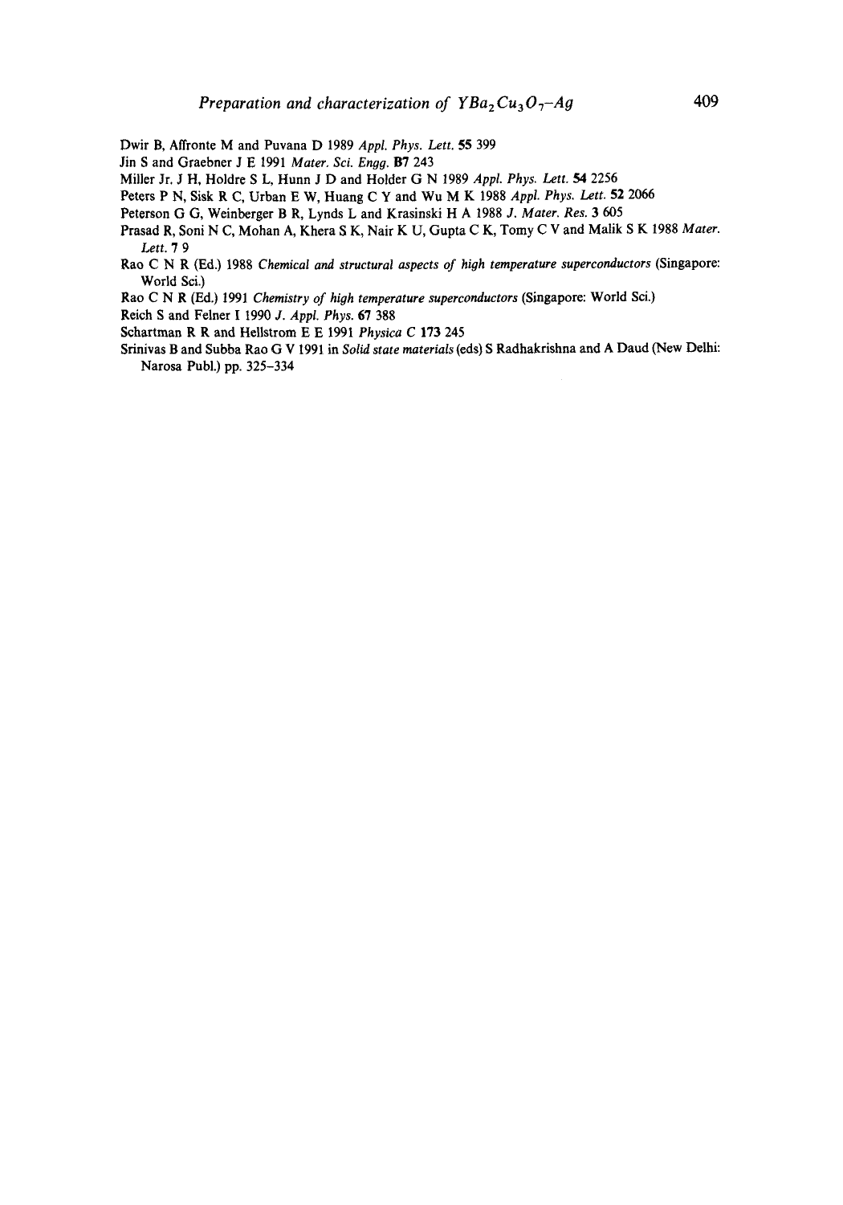Dwir B, Affronte M and Puvana D 1989 *Appl. Phys. Lett.* **55** 399

Jin S and Graebner J E 1991 *Mater. Sci. Engg.* **B7** 243

Miller Jr. J H, Holdre S L, Hunn J D and Holder G N 1989 *Appl. Phys. Lett.* **54** 2256

Peters P N, Sisk R C, Urban E W, Huang C Y and Wu M K 1988 *Appl. Phys. Lett.* **52** 2066

Peterson G G, Weinberger B R, Lynds L and Krasinski H A 1988 *J. Mater. Res.* **3** 605

Prasad R, Soni N C, Mohan A, Khera S K, Nair K U, Gupta C K, Tomy C V and Malik S K 1988 *Mater. Lett.* **7** 9

Rao C N R (Ed.) 1988 *Chemical and structural aspects of high temperature superconductors* (Singapore: World Sci.)

Rao C N R (Ed.) 1991 *Chemistry of high temperature superconductors* (Singapore: World Sci.)

Reich S and Felner I 1990 *J. Appl. Phys.* **67** 388

Schartman R R and Hellstrom E E 1991 *Physica C* **173** 245

Srinivas B and Subba Rao G V 1991 in *Solid state materials* (eds) S Radhakrishna and A Daud (New Delhi: Narosa Publ.) pp. 325–334